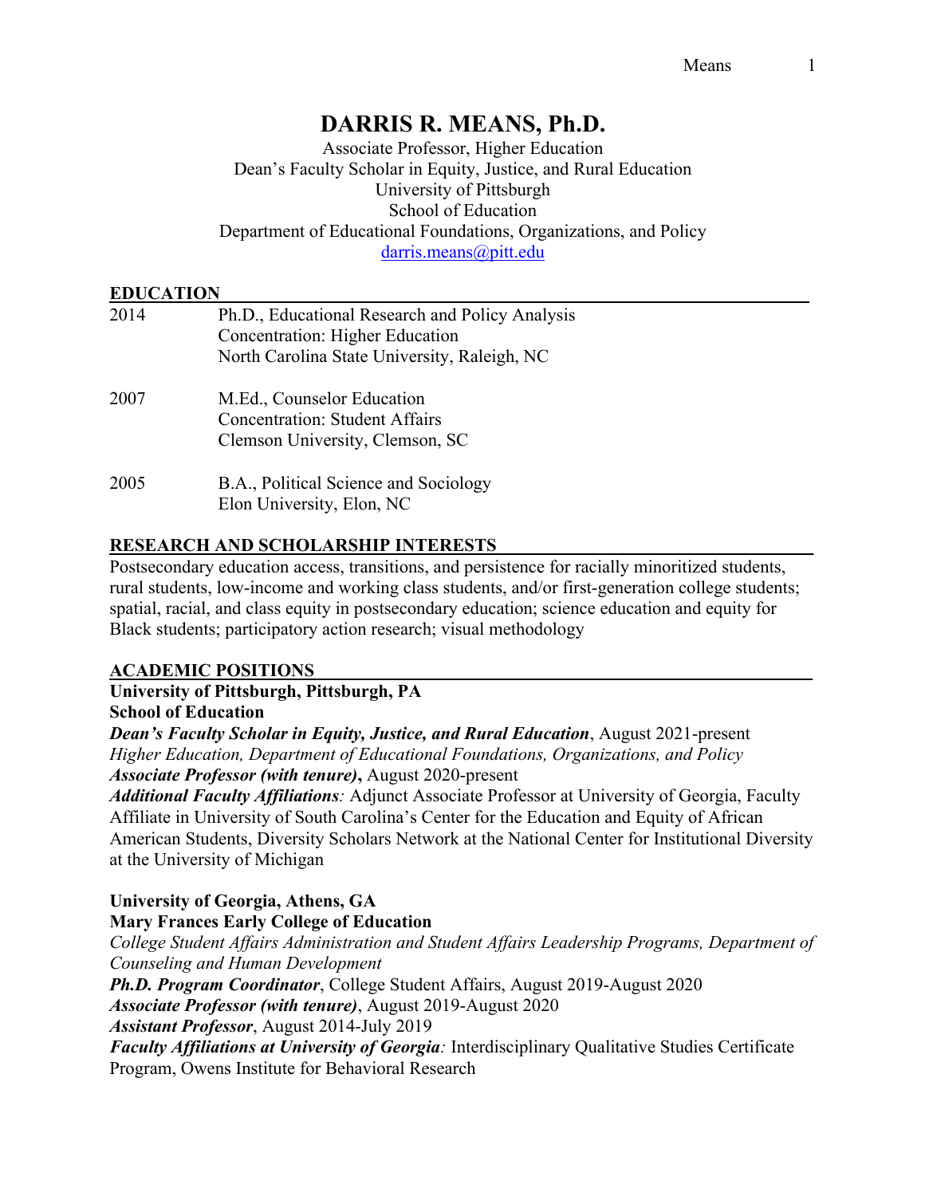# DARRIS R. MEANS, Ph.D.

Associate Professor, Higher Education
Dean's Faculty Scholar in Equity, Justice, and Rural Education
University of Pittsburgh
School of Education
Department of Educational Foundations, Organizations, and Policy
darris.means@pitt.edu

## EDUCATION

| | |
|---|---|
| 2014 | Ph.D., Educational Research and Policy Analysis<br>Concentration: Higher Education<br>North Carolina State University, Raleigh, NC |
| 2007 | M.Ed., Counselor Education<br>Concentration: Student Affairs<br>Clemson University, Clemson, SC |
| 2005 | B.A., Political Science and Sociology<br>Elon University, Elon, NC |

## RESEARCH AND SCHOLARSHIP INTERESTS

Postsecondary education access, transitions, and persistence for racially minoritized students, rural students, low-income and working class students, and/or first-generation college students; spatial, racial, and class equity in postsecondary education; science education and equity for Black students; participatory action research; visual methodology

## ACADEMIC POSITIONS

**University of Pittsburgh, Pittsburgh, PA**
**School of Education**
***Dean's Faculty Scholar in Equity, Justice, and Rural Education***, August 2021-present
*Higher Education, Department of Educational Foundations, Organizations, and Policy*
***Associate Professor (with tenure)*****,** August 2020-present
***Additional Faculty Affiliations****:* Adjunct Associate Professor at University of Georgia, Faculty Affiliate in University of South Carolina's Center for the Education and Equity of African American Students, Diversity Scholars Network at the National Center for Institutional Diversity at the University of Michigan

**University of Georgia, Athens, GA**
**Mary Frances Early College of Education**
*College Student Affairs Administration and Student Affairs Leadership Programs, Department of Counseling and Human Development*
***Ph.D. Program Coordinator***, College Student Affairs, August 2019-August 2020
***Associate Professor (with tenure)***, August 2019-August 2020
***Assistant Professor***, August 2014-July 2019
***Faculty Affiliations at University of Georgia****:* Interdisciplinary Qualitative Studies Certificate Program, Owens Institute for Behavioral Research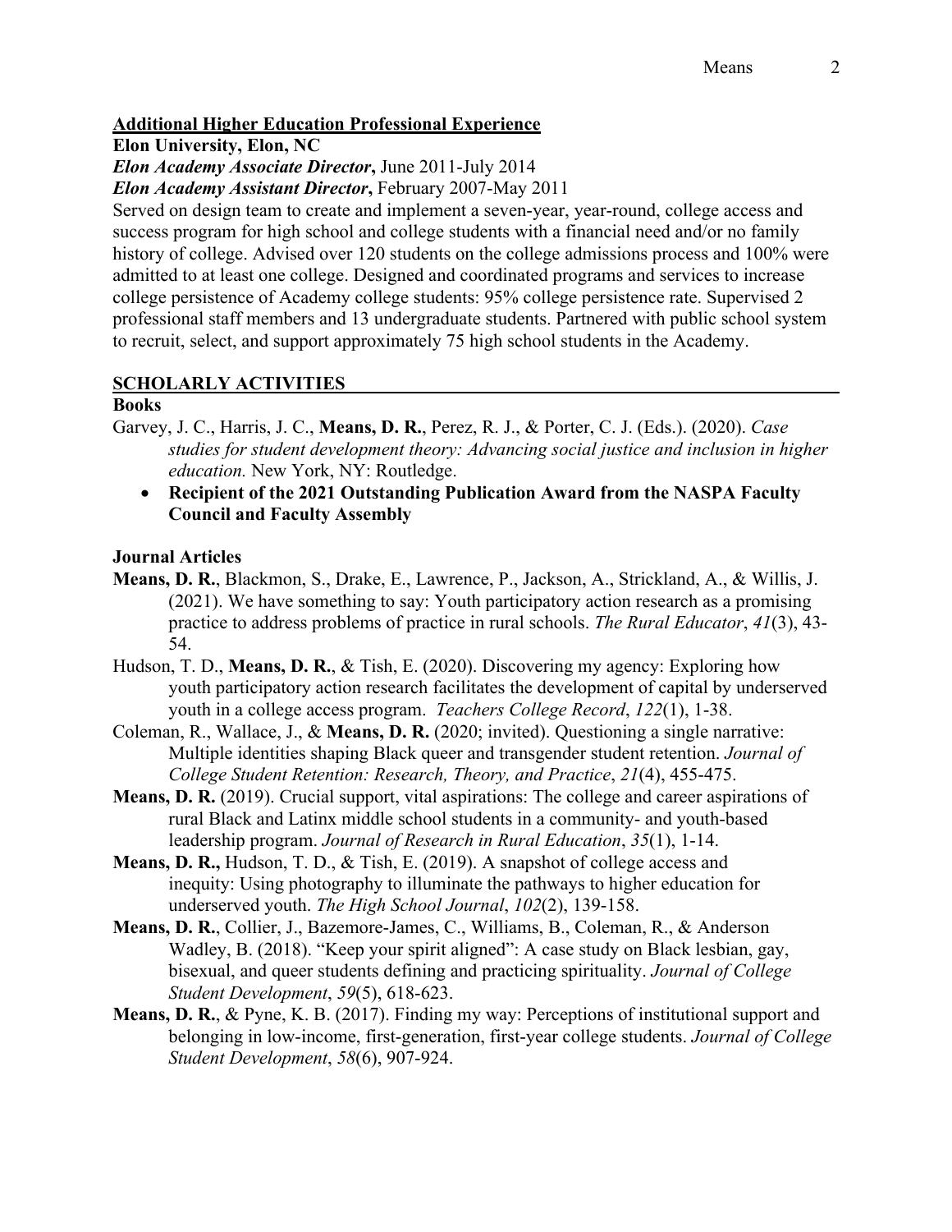## Additional Higher Education Professional Experience

**Elon University, Elon, NC**

***Elon Academy Associate Director*, June 2011-July 2014**

***Elon Academy Assistant Director*, February 2007-May 2011**

Served on design team to create and implement a seven-year, year-round, college access and success program for high school and college students with a financial need and/or no family history of college. Advised over 120 students on the college admissions process and 100% were admitted to at least one college. Designed and coordinated programs and services to increase college persistence of Academy college students: 95% college persistence rate. Supervised 2 professional staff members and 13 undergraduate students. Partnered with public school system to recruit, select, and support approximately 75 high school students in the Academy.

## SCHOLARLY ACTIVITIES

### Books

Garvey, J. C., Harris, J. C., **Means, D. R.**, Perez, R. J., & Porter, C. J. (Eds.). (2020). *Case studies for student development theory: Advancing social justice and inclusion in higher education.* New York, NY: Routledge.

- **Recipient of the 2021 Outstanding Publication Award from the NASPA Faculty Council and Faculty Assembly**

### Journal Articles

**Means, D. R.**, Blackmon, S., Drake, E., Lawrence, P., Jackson, A., Strickland, A., & Willis, J. (2021). We have something to say: Youth participatory action research as a promising practice to address problems of practice in rural schools. *The Rural Educator*, *41*(3), 43-54.

Hudson, T. D., **Means, D. R.**, & Tish, E. (2020). Discovering my agency: Exploring how youth participatory action research facilitates the development of capital by underserved youth in a college access program. *Teachers College Record*, *122*(1), 1-38.

Coleman, R., Wallace, J., & **Means, D. R.** (2020; invited). Questioning a single narrative: Multiple identities shaping Black queer and transgender student retention. *Journal of College Student Retention: Research, Theory, and Practice*, *21*(4), 455-475.

**Means, D. R.** (2019). Crucial support, vital aspirations: The college and career aspirations of rural Black and Latinx middle school students in a community- and youth-based leadership program. *Journal of Research in Rural Education*, *35*(1), 1-14.

**Means, D. R.,** Hudson, T. D., & Tish, E. (2019). A snapshot of college access and inequity: Using photography to illuminate the pathways to higher education for underserved youth. *The High School Journal*, *102*(2), 139-158.

**Means, D. R.**, Collier, J., Bazemore-James, C., Williams, B., Coleman, R., & Anderson Wadley, B. (2018). "Keep your spirit aligned": A case study on Black lesbian, gay, bisexual, and queer students defining and practicing spirituality. *Journal of College Student Development*, *59*(5), 618-623.

**Means, D. R.**, & Pyne, K. B. (2017). Finding my way: Perceptions of institutional support and belonging in low-income, first-generation, first-year college students. *Journal of College Student Development*, *58*(6), 907-924.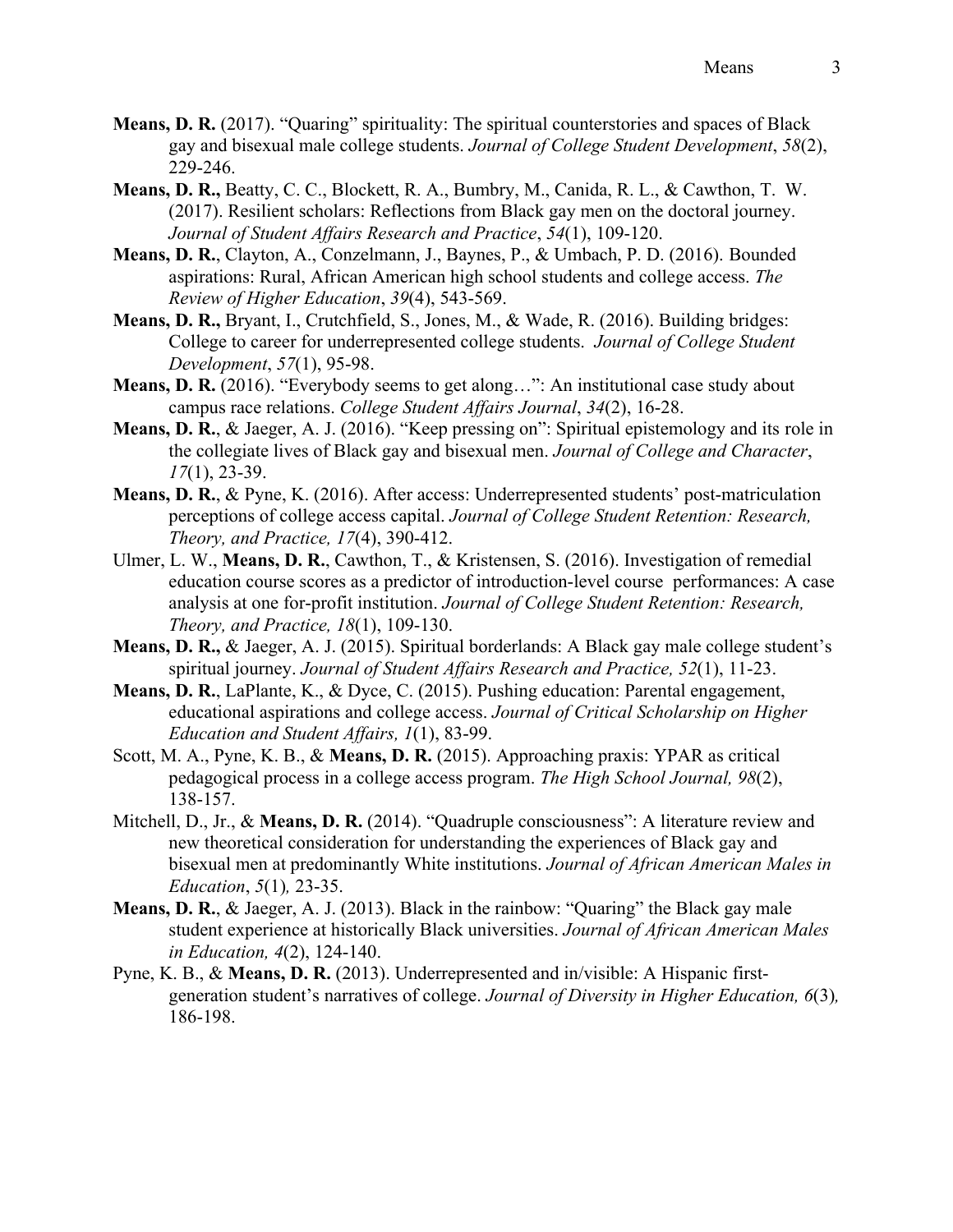**Means, D. R.** (2017). "Quaring" spirituality: The spiritual counterstories and spaces of Black gay and bisexual male college students. *Journal of College Student Development*, *58*(2), 229-246.

**Means, D. R.,** Beatty, C. C., Blockett, R. A., Bumbry, M., Canida, R. L., & Cawthon, T. W. (2017). Resilient scholars: Reflections from Black gay men on the doctoral journey. *Journal of Student Affairs Research and Practice*, *54*(1), 109-120.

**Means, D. R.**, Clayton, A., Conzelmann, J., Baynes, P., & Umbach, P. D. (2016). Bounded aspirations: Rural, African American high school students and college access. *The Review of Higher Education*, *39*(4), 543-569.

**Means, D. R.,** Bryant, I., Crutchfield, S., Jones, M., & Wade, R. (2016). Building bridges: College to career for underrepresented college students. *Journal of College Student Development*, *57*(1), 95-98.

**Means, D. R.** (2016). "Everybody seems to get along…": An institutional case study about campus race relations. *College Student Affairs Journal*, *34*(2), 16-28.

**Means, D. R.**, & Jaeger, A. J. (2016). "Keep pressing on": Spiritual epistemology and its role in the collegiate lives of Black gay and bisexual men. *Journal of College and Character*, *17*(1), 23-39.

**Means, D. R.**, & Pyne, K. (2016). After access: Underrepresented students' post-matriculation perceptions of college access capital. *Journal of College Student Retention: Research, Theory, and Practice, 17*(4), 390-412.

Ulmer, L. W., **Means, D. R.**, Cawthon, T., & Kristensen, S. (2016). Investigation of remedial education course scores as a predictor of introduction-level course performances: A case analysis at one for-profit institution. *Journal of College Student Retention: Research, Theory, and Practice, 18*(1), 109-130.

**Means, D. R.,** & Jaeger, A. J. (2015). Spiritual borderlands: A Black gay male college student's spiritual journey. *Journal of Student Affairs Research and Practice, 52*(1), 11-23.

**Means, D. R.**, LaPlante, K., & Dyce, C. (2015). Pushing education: Parental engagement, educational aspirations and college access. *Journal of Critical Scholarship on Higher Education and Student Affairs, 1*(1), 83-99.

Scott, M. A., Pyne, K. B., & **Means, D. R.** (2015). Approaching praxis: YPAR as critical pedagogical process in a college access program. *The High School Journal, 98*(2), 138-157.

Mitchell, D., Jr., & **Means, D. R.** (2014). "Quadruple consciousness": A literature review and new theoretical consideration for understanding the experiences of Black gay and bisexual men at predominantly White institutions. *Journal of African American Males in Education*, *5*(1)*,* 23-35.

**Means, D. R.**, & Jaeger, A. J. (2013). Black in the rainbow: "Quaring" the Black gay male student experience at historically Black universities. *Journal of African American Males in Education, 4*(2), 124-140.

Pyne, K. B., & **Means, D. R.** (2013). Underrepresented and in/visible: A Hispanic first-generation student's narratives of college. *Journal of Diversity in Higher Education, 6*(3)*,* 186-198.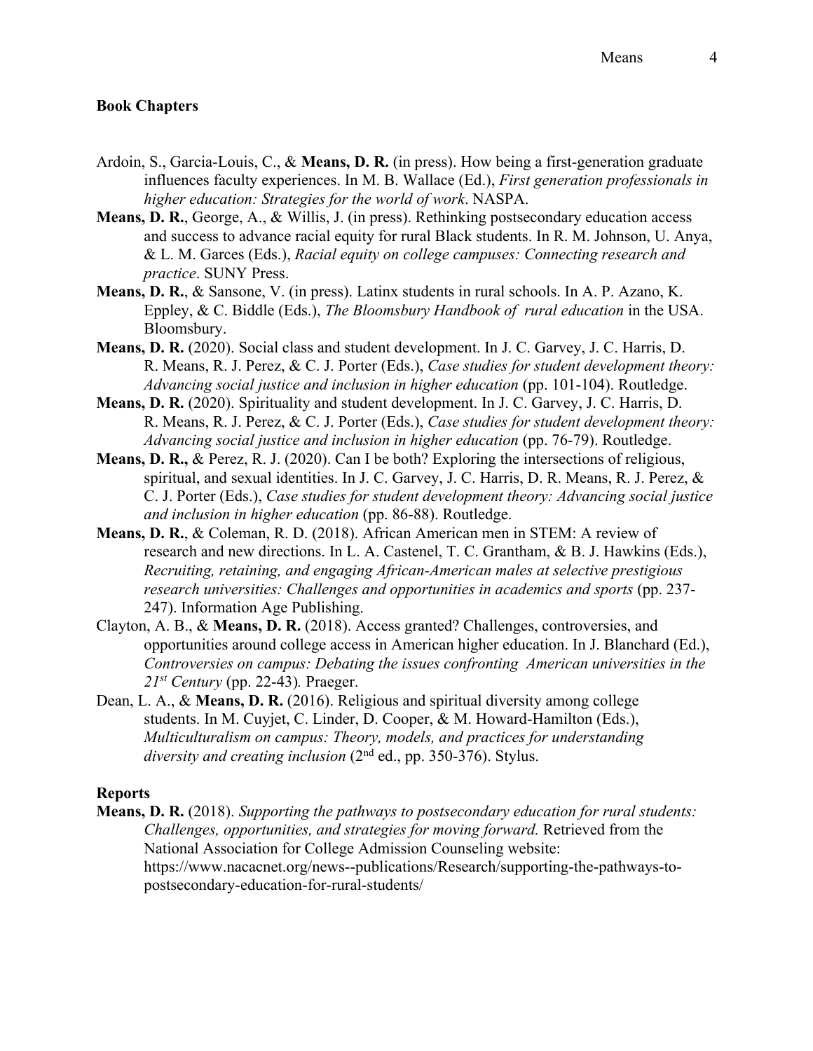**Book Chapters**

Ardoin, S., Garcia-Louis, C., & **Means, D. R.** (in press). How being a first-generation graduate influences faculty experiences. In M. B. Wallace (Ed.), *First generation professionals in higher education: Strategies for the world of work*. NASPA.

**Means, D. R.**, George, A., & Willis, J. (in press). Rethinking postsecondary education access and success to advance racial equity for rural Black students. In R. M. Johnson, U. Anya, & L. M. Garces (Eds.), *Racial equity on college campuses: Connecting research and practice*. SUNY Press.

**Means, D. R.**, & Sansone, V. (in press). Latinx students in rural schools. In A. P. Azano, K. Eppley, & C. Biddle (Eds.), *The Bloomsbury Handbook of rural education* in the USA. Bloomsbury.

**Means, D. R.** (2020). Social class and student development. In J. C. Garvey, J. C. Harris, D. R. Means, R. J. Perez, & C. J. Porter (Eds.), *Case studies for student development theory: Advancing social justice and inclusion in higher education* (pp. 101-104). Routledge.

**Means, D. R.** (2020). Spirituality and student development. In J. C. Garvey, J. C. Harris, D. R. Means, R. J. Perez, & C. J. Porter (Eds.), *Case studies for student development theory: Advancing social justice and inclusion in higher education* (pp. 76-79). Routledge.

**Means, D. R.,** & Perez, R. J. (2020). Can I be both? Exploring the intersections of religious, spiritual, and sexual identities. In J. C. Garvey, J. C. Harris, D. R. Means, R. J. Perez, & C. J. Porter (Eds.), *Case studies for student development theory: Advancing social justice and inclusion in higher education* (pp. 86-88). Routledge.

**Means, D. R.**, & Coleman, R. D. (2018). African American men in STEM: A review of research and new directions. In L. A. Castenel, T. C. Grantham, & B. J. Hawkins (Eds.), *Recruiting, retaining, and engaging African-American males at selective prestigious research universities: Challenges and opportunities in academics and sports* (pp. 237-247). Information Age Publishing.

Clayton, A. B., & **Means, D. R.** (2018). Access granted? Challenges, controversies, and opportunities around college access in American higher education. In J. Blanchard (Ed.), *Controversies on campus: Debating the issues confronting American universities in the 21st Century* (pp. 22-43)*.* Praeger.

Dean, L. A., & **Means, D. R.** (2016). Religious and spiritual diversity among college students. In M. Cuyjet, C. Linder, D. Cooper, & M. Howard-Hamilton (Eds.), *Multiculturalism on campus: Theory, models, and practices for understanding diversity and creating inclusion* (2nd ed., pp. 350-376). Stylus.

**Reports**

**Means, D. R.** (2018). *Supporting the pathways to postsecondary education for rural students: Challenges, opportunities, and strategies for moving forward.* Retrieved from the National Association for College Admission Counseling website: https://www.nacacnet.org/news--publications/Research/supporting-the-pathways-to-postsecondary-education-for-rural-students/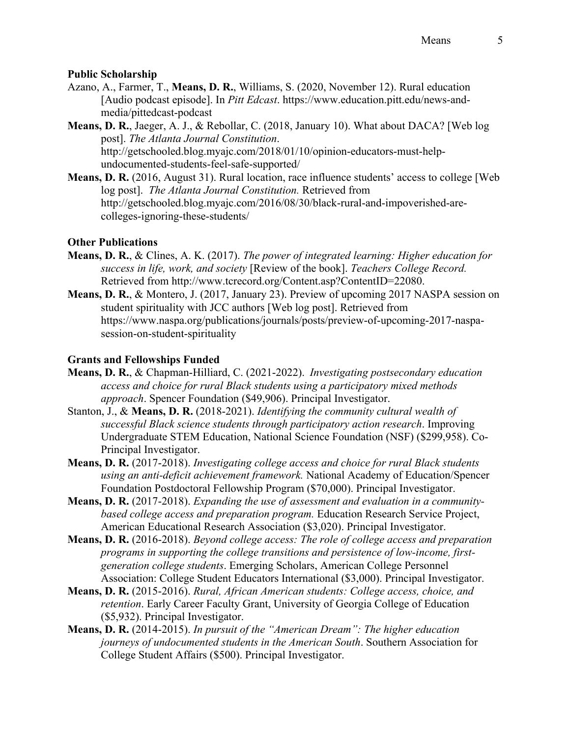**Public Scholarship**

Azano, A., Farmer, T., **Means, D. R.**, Williams, S. (2020, November 12). Rural education [Audio podcast episode]. In *Pitt Edcast*. https://www.education.pitt.edu/news-and-media/pittedcast-podcast

**Means, D. R.**, Jaeger, A. J., & Rebollar, C. (2018, January 10). What about DACA? [Web log post]. *The Atlanta Journal Constitution*. http://getschooled.blog.myajc.com/2018/01/10/opinion-educators-must-help-undocumented-students-feel-safe-supported/

**Means, D. R.** (2016, August 31). Rural location, race influence students' access to college [Web log post]. *The Atlanta Journal Constitution.* Retrieved from http://getschooled.blog.myajc.com/2016/08/30/black-rural-and-impoverished-are-colleges-ignoring-these-students/

**Other Publications**

**Means, D. R.**, & Clines, A. K. (2017). *The power of integrated learning: Higher education for success in life, work, and society* [Review of the book]. *Teachers College Record.* Retrieved from http://www.tcrecord.org/Content.asp?ContentID=22080.

**Means, D. R.**, & Montero, J. (2017, January 23). Preview of upcoming 2017 NASPA session on student spirituality with JCC authors [Web log post]. Retrieved from https://www.naspa.org/publications/journals/posts/preview-of-upcoming-2017-naspa-session-on-student-spirituality

**Grants and Fellowships Funded**

**Means, D. R.**, & Chapman-Hilliard, C. (2021-2022). *Investigating postsecondary education access and choice for rural Black students using a participatory mixed methods approach*. Spencer Foundation ($49,906). Principal Investigator.

Stanton, J., & **Means, D. R.** (2018-2021). *Identifying the community cultural wealth of successful Black science students through participatory action research*. Improving Undergraduate STEM Education, National Science Foundation (NSF) ($299,958). Co-Principal Investigator.

**Means, D. R.** (2017-2018). *Investigating college access and choice for rural Black students using an anti-deficit achievement framework.* National Academy of Education/Spencer Foundation Postdoctoral Fellowship Program ($70,000). Principal Investigator.

**Means, D. R.** (2017-2018). *Expanding the use of assessment and evaluation in a community-based college access and preparation program.* Education Research Service Project, American Educational Research Association ($3,020). Principal Investigator.

**Means, D. R.** (2016-2018). *Beyond college access: The role of college access and preparation programs in supporting the college transitions and persistence of low-income, first-generation college students*. Emerging Scholars, American College Personnel Association: College Student Educators International ($3,000). Principal Investigator.

**Means, D. R.** (2015-2016). *Rural, African American students: College access, choice, and retention*. Early Career Faculty Grant, University of Georgia College of Education ($5,932). Principal Investigator.

**Means, D. R.** (2014-2015). *In pursuit of the "American Dream": The higher education journeys of undocumented students in the American South*. Southern Association for College Student Affairs ($500). Principal Investigator.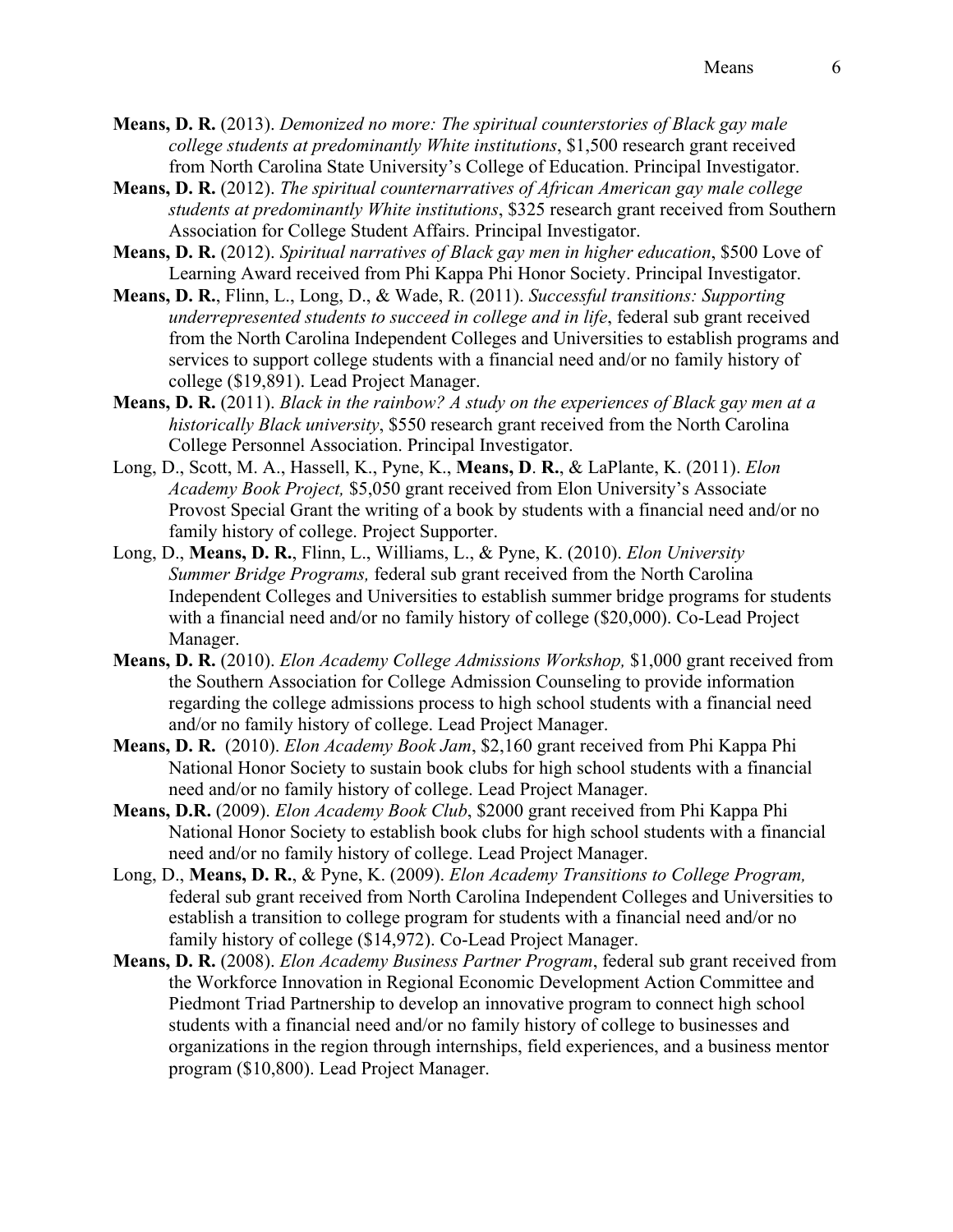**Means, D. R.** (2013). *Demonized no more: The spiritual counterstories of Black gay male college students at predominantly White institutions*, $1,500 research grant received from North Carolina State University's College of Education. Principal Investigator.

**Means, D. R.** (2012). *The spiritual counternarratives of African American gay male college students at predominantly White institutions*, $325 research grant received from Southern Association for College Student Affairs. Principal Investigator.

**Means, D. R.** (2012). *Spiritual narratives of Black gay men in higher education*, $500 Love of Learning Award received from Phi Kappa Phi Honor Society. Principal Investigator.

**Means, D. R.**, Flinn, L., Long, D., & Wade, R. (2011). *Successful transitions: Supporting underrepresented students to succeed in college and in life*, federal sub grant received from the North Carolina Independent Colleges and Universities to establish programs and services to support college students with a financial need and/or no family history of college ($19,891). Lead Project Manager.

**Means, D. R.** (2011). *Black in the rainbow? A study on the experiences of Black gay men at a historically Black university*, $550 research grant received from the North Carolina College Personnel Association. Principal Investigator.

Long, D., Scott, M. A., Hassell, K., Pyne, K., **Means, D**. **R.**, & LaPlante, K. (2011). *Elon Academy Book Project,* $5,050 grant received from Elon University's Associate Provost Special Grant the writing of a book by students with a financial need and/or no family history of college. Project Supporter.

Long, D., **Means, D. R.**, Flinn, L., Williams, L., & Pyne, K. (2010). *Elon University Summer Bridge Programs,* federal sub grant received from the North Carolina Independent Colleges and Universities to establish summer bridge programs for students with a financial need and/or no family history of college ($20,000). Co-Lead Project Manager.

**Means, D. R.** (2010). *Elon Academy College Admissions Workshop,* $1,000 grant received from the Southern Association for College Admission Counseling to provide information regarding the college admissions process to high school students with a financial need and/or no family history of college. Lead Project Manager.

**Means, D. R.** (2010). *Elon Academy Book Jam*, $2,160 grant received from Phi Kappa Phi National Honor Society to sustain book clubs for high school students with a financial need and/or no family history of college. Lead Project Manager.

**Means, D.R.** (2009). *Elon Academy Book Club*, $2000 grant received from Phi Kappa Phi National Honor Society to establish book clubs for high school students with a financial need and/or no family history of college. Lead Project Manager.

Long, D., **Means, D. R.**, & Pyne, K. (2009). *Elon Academy Transitions to College Program,* federal sub grant received from North Carolina Independent Colleges and Universities to establish a transition to college program for students with a financial need and/or no family history of college ($14,972). Co-Lead Project Manager.

**Means, D. R.** (2008). *Elon Academy Business Partner Program*, federal sub grant received from the Workforce Innovation in Regional Economic Development Action Committee and Piedmont Triad Partnership to develop an innovative program to connect high school students with a financial need and/or no family history of college to businesses and organizations in the region through internships, field experiences, and a business mentor program ($10,800). Lead Project Manager.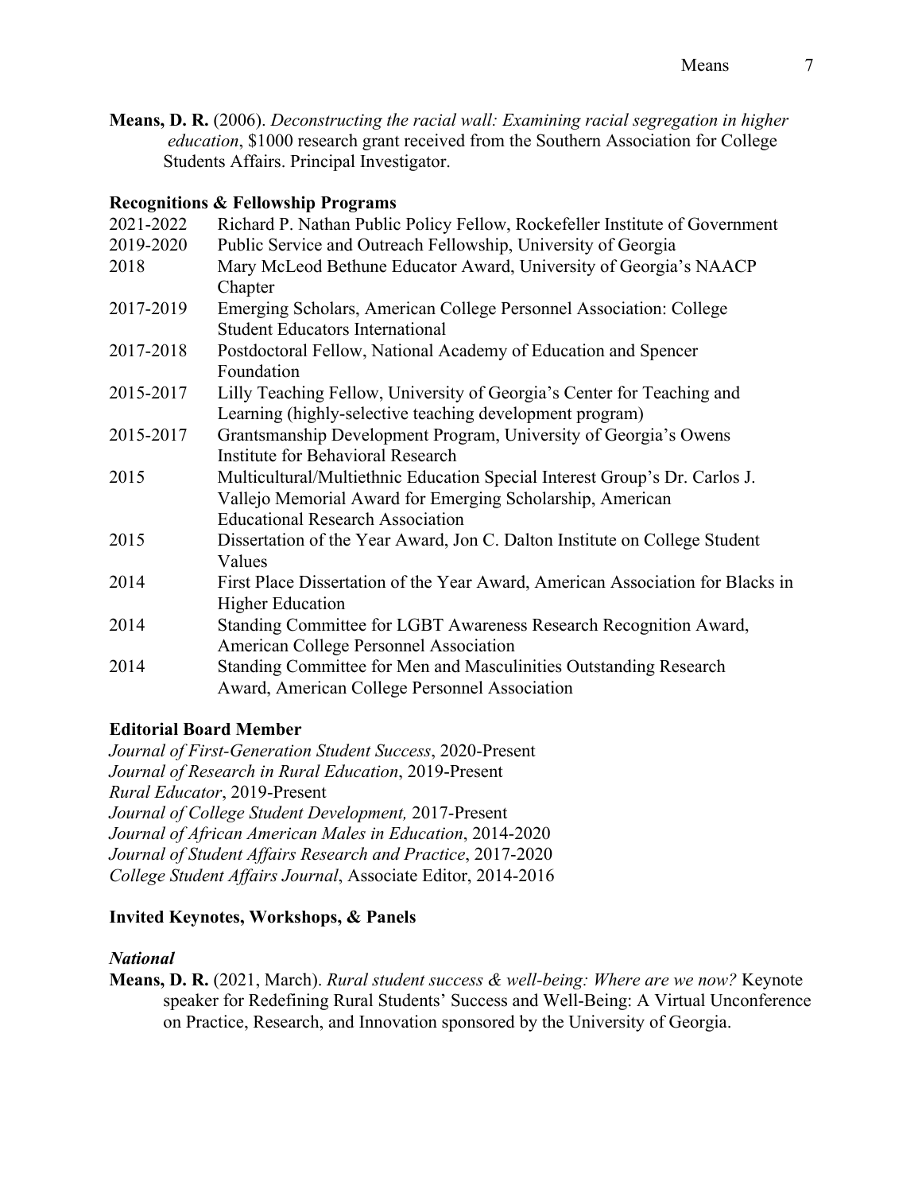**Means, D. R.** (2006). *Deconstructing the racial wall: Examining racial segregation in higher education*, $1000 research grant received from the Southern Association for College Students Affairs. Principal Investigator.

### Recognitions & Fellowship Programs

| | |
|---|---|
| 2021-2022 | Richard P. Nathan Public Policy Fellow, Rockefeller Institute of Government |
| 2019-2020 | Public Service and Outreach Fellowship, University of Georgia |
| 2018 | Mary McLeod Bethune Educator Award, University of Georgia's NAACP Chapter |
| 2017-2019 | Emerging Scholars, American College Personnel Association: College Student Educators International |
| 2017-2018 | Postdoctoral Fellow, National Academy of Education and Spencer Foundation |
| 2015-2017 | Lilly Teaching Fellow, University of Georgia's Center for Teaching and Learning (highly-selective teaching development program) |
| 2015-2017 | Grantsmanship Development Program, University of Georgia's Owens Institute for Behavioral Research |
| 2015 | Multicultural/Multiethnic Education Special Interest Group's Dr. Carlos J. Vallejo Memorial Award for Emerging Scholarship, American Educational Research Association |
| 2015 | Dissertation of the Year Award, Jon C. Dalton Institute on College Student Values |
| 2014 | First Place Dissertation of the Year Award, American Association for Blacks in Higher Education |
| 2014 | Standing Committee for LGBT Awareness Research Recognition Award, American College Personnel Association |
| 2014 | Standing Committee for Men and Masculinities Outstanding Research Award, American College Personnel Association |

### Editorial Board Member

*Journal of First-Generation Student Success*, 2020-Present
*Journal of Research in Rural Education*, 2019-Present
*Rural Educator*, 2019-Present
*Journal of College Student Development,* 2017-Present
*Journal of African American Males in Education*, 2014-2020
*Journal of Student Affairs Research and Practice*, 2017-2020
*College Student Affairs Journal*, Associate Editor, 2014-2016

### Invited Keynotes, Workshops, & Panels

#### *National*

**Means, D. R.** (2021, March). *Rural student success & well-being: Where are we now?* Keynote speaker for Redefining Rural Students' Success and Well-Being: A Virtual Unconference on Practice, Research, and Innovation sponsored by the University of Georgia.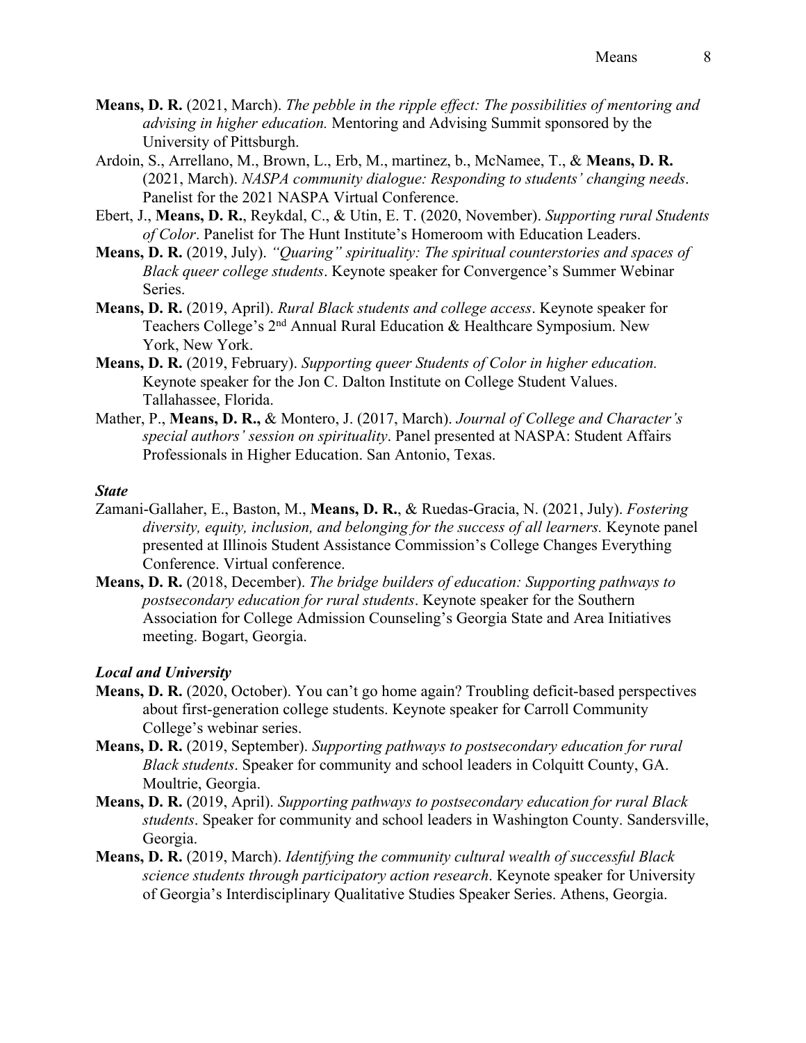**Means, D. R.** (2021, March). *The pebble in the ripple effect: The possibilities of mentoring and advising in higher education.* Mentoring and Advising Summit sponsored by the University of Pittsburgh.

Ardoin, S., Arrellano, M., Brown, L., Erb, M., martinez, b., McNamee, T., & **Means, D. R.** (2021, March). *NASPA community dialogue: Responding to students' changing needs*. Panelist for the 2021 NASPA Virtual Conference.

Ebert, J., **Means, D. R.**, Reykdal, C., & Utin, E. T. (2020, November). *Supporting rural Students of Color*. Panelist for The Hunt Institute's Homeroom with Education Leaders.

**Means, D. R.** (2019, July). *"Quaring" spirituality: The spiritual counterstories and spaces of Black queer college students*. Keynote speaker for Convergence's Summer Webinar Series.

**Means, D. R.** (2019, April). *Rural Black students and college access*. Keynote speaker for Teachers College's 2nd Annual Rural Education & Healthcare Symposium. New York, New York.

**Means, D. R.** (2019, February). *Supporting queer Students of Color in higher education.* Keynote speaker for the Jon C. Dalton Institute on College Student Values. Tallahassee, Florida.

Mather, P., **Means, D. R.,** & Montero, J. (2017, March). *Journal of College and Character's special authors' session on spirituality*. Panel presented at NASPA: Student Affairs Professionals in Higher Education. San Antonio, Texas.

***State***

Zamani-Gallaher, E., Baston, M., **Means, D. R.**, & Ruedas-Gracia, N. (2021, July). *Fostering diversity, equity, inclusion, and belonging for the success of all learners.* Keynote panel presented at Illinois Student Assistance Commission's College Changes Everything Conference. Virtual conference.

**Means, D. R.** (2018, December). *The bridge builders of education: Supporting pathways to postsecondary education for rural students*. Keynote speaker for the Southern Association for College Admission Counseling's Georgia State and Area Initiatives meeting. Bogart, Georgia.

***Local and University***

**Means, D. R.** (2020, October). You can't go home again? Troubling deficit-based perspectives about first-generation college students. Keynote speaker for Carroll Community College's webinar series.

**Means, D. R.** (2019, September). *Supporting pathways to postsecondary education for rural Black students*. Speaker for community and school leaders in Colquitt County, GA. Moultrie, Georgia.

**Means, D. R.** (2019, April). *Supporting pathways to postsecondary education for rural Black students*. Speaker for community and school leaders in Washington County. Sandersville, Georgia.

**Means, D. R.** (2019, March). *Identifying the community cultural wealth of successful Black science students through participatory action research*. Keynote speaker for University of Georgia's Interdisciplinary Qualitative Studies Speaker Series. Athens, Georgia.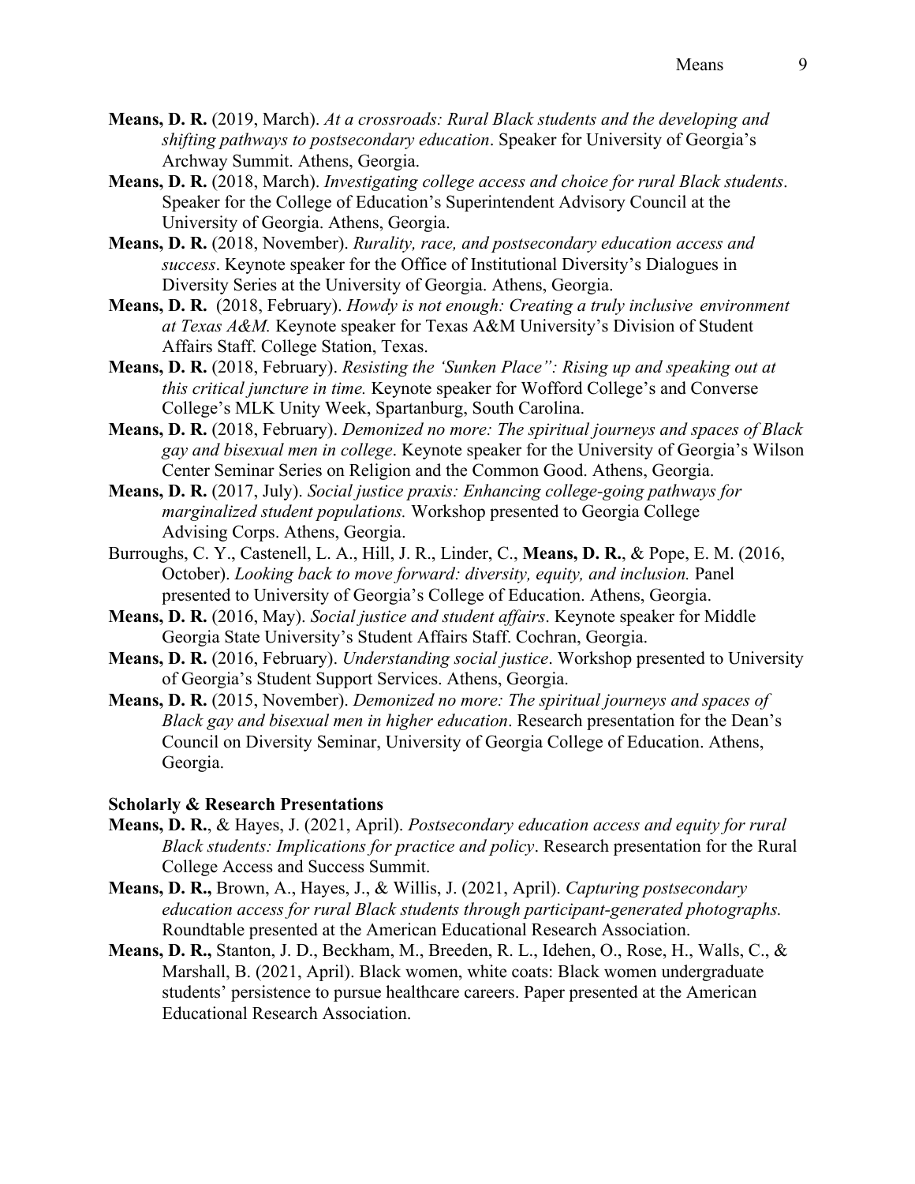**Means, D. R.** (2019, March). *At a crossroads: Rural Black students and the developing and shifting pathways to postsecondary education*. Speaker for University of Georgia's Archway Summit. Athens, Georgia.

**Means, D. R.** (2018, March). *Investigating college access and choice for rural Black students*. Speaker for the College of Education's Superintendent Advisory Council at the University of Georgia. Athens, Georgia.

**Means, D. R.** (2018, November). *Rurality, race, and postsecondary education access and success*. Keynote speaker for the Office of Institutional Diversity's Dialogues in Diversity Series at the University of Georgia. Athens, Georgia.

**Means, D. R.** (2018, February). *Howdy is not enough: Creating a truly inclusive environment at Texas A&M.* Keynote speaker for Texas A&M University's Division of Student Affairs Staff. College Station, Texas.

**Means, D. R.** (2018, February). *Resisting the 'Sunken Place": Rising up and speaking out at this critical juncture in time.* Keynote speaker for Wofford College's and Converse College's MLK Unity Week, Spartanburg, South Carolina.

**Means, D. R.** (2018, February). *Demonized no more: The spiritual journeys and spaces of Black gay and bisexual men in college*. Keynote speaker for the University of Georgia's Wilson Center Seminar Series on Religion and the Common Good. Athens, Georgia.

**Means, D. R.** (2017, July). *Social justice praxis: Enhancing college-going pathways for marginalized student populations.* Workshop presented to Georgia College Advising Corps. Athens, Georgia.

Burroughs, C. Y., Castenell, L. A., Hill, J. R., Linder, C., **Means, D. R.**, & Pope, E. M. (2016, October). *Looking back to move forward: diversity, equity, and inclusion.* Panel presented to University of Georgia's College of Education. Athens, Georgia.

**Means, D. R.** (2016, May). *Social justice and student affairs*. Keynote speaker for Middle Georgia State University's Student Affairs Staff. Cochran, Georgia.

**Means, D. R.** (2016, February). *Understanding social justice*. Workshop presented to University of Georgia's Student Support Services. Athens, Georgia.

**Means, D. R.** (2015, November). *Demonized no more: The spiritual journeys and spaces of Black gay and bisexual men in higher education*. Research presentation for the Dean's Council on Diversity Seminar, University of Georgia College of Education. Athens, Georgia.

**Scholarly & Research Presentations**

**Means, D. R.**, & Hayes, J. (2021, April). *Postsecondary education access and equity for rural Black students: Implications for practice and policy*. Research presentation for the Rural College Access and Success Summit.

**Means, D. R.,** Brown, A., Hayes, J., & Willis, J. (2021, April). *Capturing postsecondary education access for rural Black students through participant-generated photographs.* Roundtable presented at the American Educational Research Association.

**Means, D. R.,** Stanton, J. D., Beckham, M., Breeden, R. L., Idehen, O., Rose, H., Walls, C., & Marshall, B. (2021, April). Black women, white coats: Black women undergraduate students' persistence to pursue healthcare careers. Paper presented at the American Educational Research Association.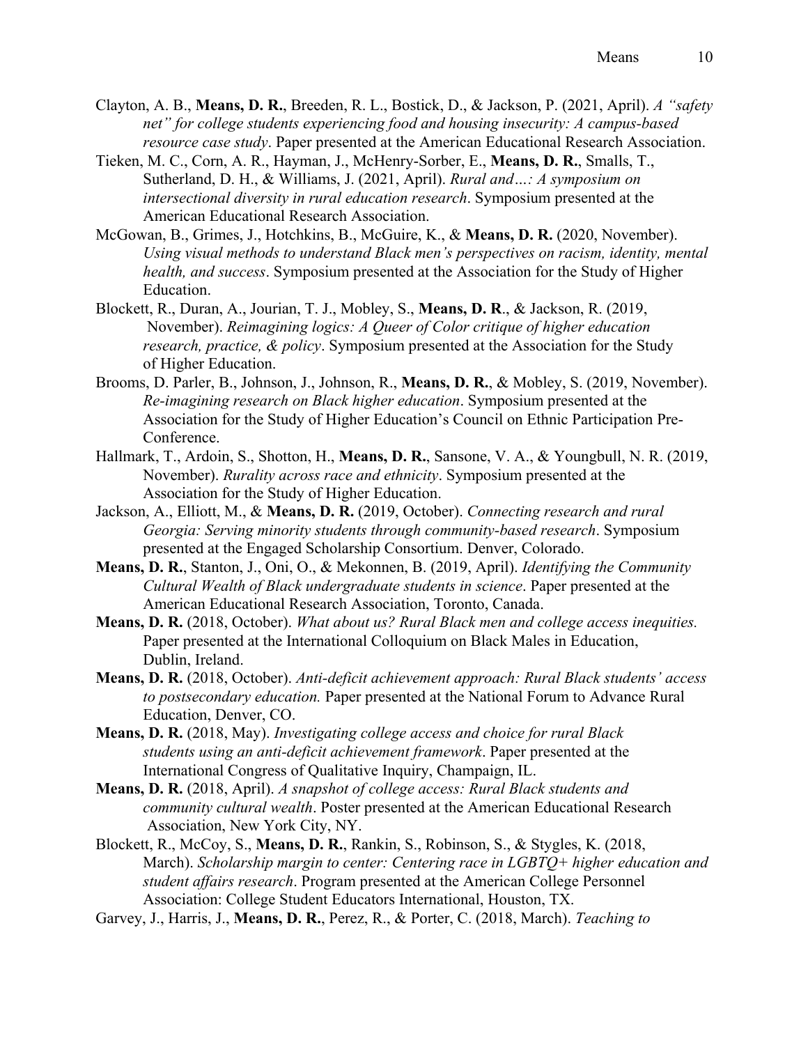Clayton, A. B., **Means, D. R.**, Breeden, R. L., Bostick, D., & Jackson, P. (2021, April). *A "safety net" for college students experiencing food and housing insecurity: A campus-based resource case study*. Paper presented at the American Educational Research Association.

Tieken, M. C., Corn, A. R., Hayman, J., McHenry-Sorber, E., **Means, D. R.**, Smalls, T., Sutherland, D. H., & Williams, J. (2021, April). *Rural and…: A symposium on intersectional diversity in rural education research*. Symposium presented at the American Educational Research Association.

McGowan, B., Grimes, J., Hotchkins, B., McGuire, K., & **Means, D. R.** (2020, November). *Using visual methods to understand Black men's perspectives on racism, identity, mental health, and success*. Symposium presented at the Association for the Study of Higher Education.

Blockett, R., Duran, A., Jourian, T. J., Mobley, S., **Means, D. R**., & Jackson, R. (2019, November). *Reimagining logics: A Queer of Color critique of higher education research, practice, & policy*. Symposium presented at the Association for the Study of Higher Education.

Brooms, D. Parler, B., Johnson, J., Johnson, R., **Means, D. R.**, & Mobley, S. (2019, November). *Re-imagining research on Black higher education*. Symposium presented at the Association for the Study of Higher Education's Council on Ethnic Participation Pre-Conference.

Hallmark, T., Ardoin, S., Shotton, H., **Means, D. R.**, Sansone, V. A., & Youngbull, N. R. (2019, November). *Rurality across race and ethnicity*. Symposium presented at the Association for the Study of Higher Education.

Jackson, A., Elliott, M., & **Means, D. R.** (2019, October). *Connecting research and rural Georgia: Serving minority students through community-based research*. Symposium presented at the Engaged Scholarship Consortium. Denver, Colorado.

**Means, D. R.**, Stanton, J., Oni, O., & Mekonnen, B. (2019, April). *Identifying the Community Cultural Wealth of Black undergraduate students in science*. Paper presented at the American Educational Research Association, Toronto, Canada.

**Means, D. R.** (2018, October). *What about us? Rural Black men and college access inequities.* Paper presented at the International Colloquium on Black Males in Education, Dublin, Ireland.

**Means, D. R.** (2018, October). *Anti-deficit achievement approach: Rural Black students' access to postsecondary education.* Paper presented at the National Forum to Advance Rural Education, Denver, CO.

**Means, D. R.** (2018, May). *Investigating college access and choice for rural Black students using an anti-deficit achievement framework*. Paper presented at the International Congress of Qualitative Inquiry, Champaign, IL.

**Means, D. R.** (2018, April). *A snapshot of college access: Rural Black students and community cultural wealth*. Poster presented at the American Educational Research Association, New York City, NY.

Blockett, R., McCoy, S., **Means, D. R.**, Rankin, S., Robinson, S., & Stygles, K. (2018, March). *Scholarship margin to center: Centering race in LGBTQ+ higher education and student affairs research*. Program presented at the American College Personnel Association: College Student Educators International, Houston, TX.

Garvey, J., Harris, J., **Means, D. R.**, Perez, R., & Porter, C. (2018, March). *Teaching to*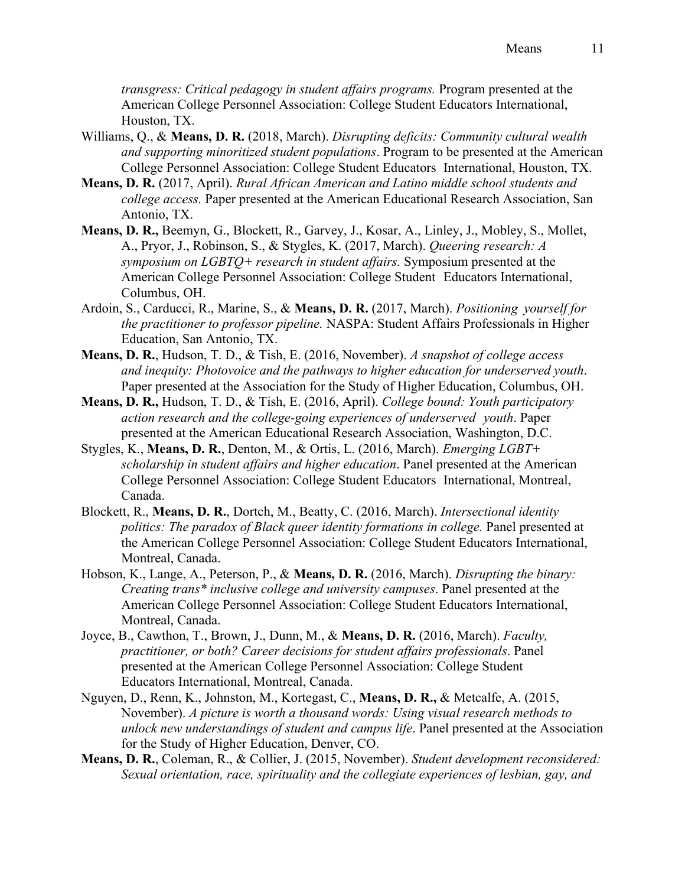*transgress: Critical pedagogy in student affairs programs.* Program presented at the American College Personnel Association: College Student Educators International, Houston, TX.

Williams, Q., & **Means, D. R.** (2018, March). *Disrupting deficits: Community cultural wealth and supporting minoritized student populations*. Program to be presented at the American College Personnel Association: College Student Educators International, Houston, TX.

**Means, D. R.** (2017, April). *Rural African American and Latino middle school students and college access.* Paper presented at the American Educational Research Association, San Antonio, TX.

**Means, D. R.,** Beemyn, G., Blockett, R., Garvey, J., Kosar, A., Linley, J., Mobley, S., Mollet, A., Pryor, J., Robinson, S., & Stygles, K. (2017, March). *Queering research: A symposium on LGBTQ+ research in student affairs.* Symposium presented at the American College Personnel Association: College Student Educators International, Columbus, OH.

Ardoin, S., Carducci, R., Marine, S., & **Means, D. R.** (2017, March). *Positioning yourself for the practitioner to professor pipeline.* NASPA: Student Affairs Professionals in Higher Education, San Antonio, TX.

**Means, D. R.**, Hudson, T. D., & Tish, E. (2016, November). *A snapshot of college access and inequity: Photovoice and the pathways to higher education for underserved youth*. Paper presented at the Association for the Study of Higher Education, Columbus, OH.

**Means, D. R.,** Hudson, T. D., & Tish, E. (2016, April). *College bound: Youth participatory action research and the college-going experiences of underserved youth*. Paper presented at the American Educational Research Association, Washington, D.C.

Stygles, K., **Means, D. R.**, Denton, M., & Ortis, L. (2016, March). *Emerging LGBT+ scholarship in student affairs and higher education*. Panel presented at the American College Personnel Association: College Student Educators International, Montreal, Canada.

Blockett, R., **Means, D. R.**, Dortch, M., Beatty, C. (2016, March). *Intersectional identity politics: The paradox of Black queer identity formations in college.* Panel presented at the American College Personnel Association: College Student Educators International, Montreal, Canada.

Hobson, K., Lange, A., Peterson, P., & **Means, D. R.** (2016, March). *Disrupting the binary: Creating trans* inclusive college and university campuses*. Panel presented at the American College Personnel Association: College Student Educators International, Montreal, Canada.

Joyce, B., Cawthon, T., Brown, J., Dunn, M., & **Means, D. R.** (2016, March). *Faculty, practitioner, or both? Career decisions for student affairs professionals*. Panel presented at the American College Personnel Association: College Student Educators International, Montreal, Canada.

Nguyen, D., Renn, K., Johnston, M., Kortegast, C., **Means, D. R.,** & Metcalfe, A. (2015, November). *A picture is worth a thousand words: Using visual research methods to unlock new understandings of student and campus life*. Panel presented at the Association for the Study of Higher Education, Denver, CO.

**Means, D. R.**, Coleman, R., & Collier, J. (2015, November). *Student development reconsidered: Sexual orientation, race, spirituality and the collegiate experiences of lesbian, gay, and*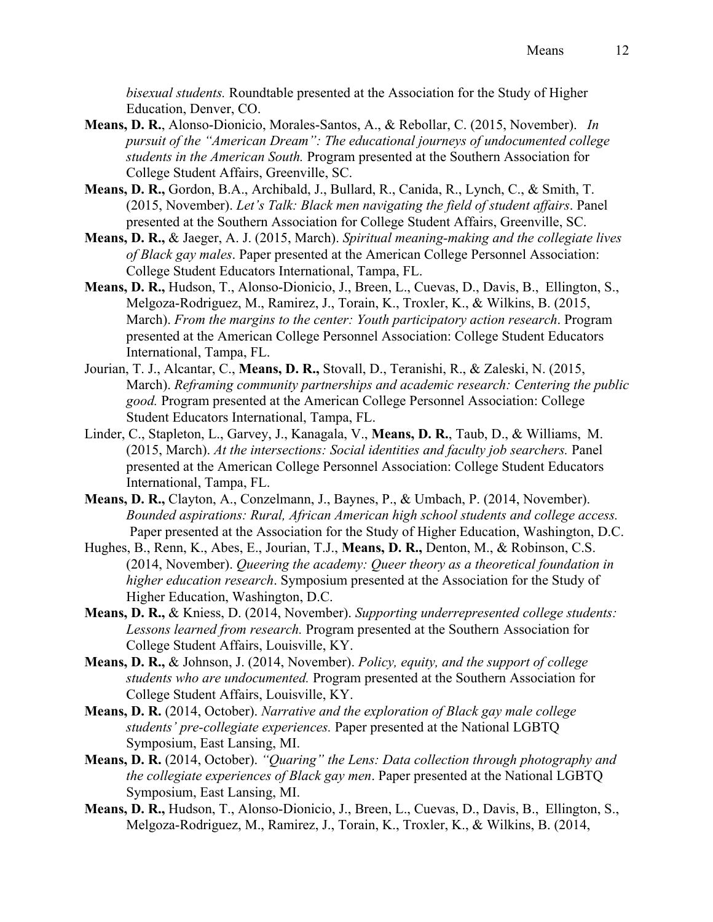*bisexual students.* Roundtable presented at the Association for the Study of Higher Education, Denver, CO.

**Means, D. R.**, Alonso-Dionicio, Morales-Santos, A., & Rebollar, C. (2015, November). *In pursuit of the "American Dream": The educational journeys of undocumented college students in the American South.* Program presented at the Southern Association for College Student Affairs, Greenville, SC.

**Means, D. R.,** Gordon, B.A., Archibald, J., Bullard, R., Canida, R., Lynch, C., & Smith, T. (2015, November). *Let's Talk: Black men navigating the field of student affairs*. Panel presented at the Southern Association for College Student Affairs, Greenville, SC.

**Means, D. R.,** & Jaeger, A. J. (2015, March). *Spiritual meaning-making and the collegiate lives of Black gay males*. Paper presented at the American College Personnel Association: College Student Educators International, Tampa, FL.

**Means, D. R.,** Hudson, T., Alonso-Dionicio, J., Breen, L., Cuevas, D., Davis, B., Ellington, S., Melgoza-Rodriguez, M., Ramirez, J., Torain, K., Troxler, K., & Wilkins, B. (2015, March). *From the margins to the center: Youth participatory action research*. Program presented at the American College Personnel Association: College Student Educators International, Tampa, FL.

Jourian, T. J., Alcantar, C., **Means, D. R.,** Stovall, D., Teranishi, R., & Zaleski, N. (2015, March). *Reframing community partnerships and academic research: Centering the public good.* Program presented at the American College Personnel Association: College Student Educators International, Tampa, FL.

Linder, C., Stapleton, L., Garvey, J., Kanagala, V., **Means, D. R.**, Taub, D., & Williams, M. (2015, March). *At the intersections: Social identities and faculty job searchers.* Panel presented at the American College Personnel Association: College Student Educators International, Tampa, FL.

**Means, D. R.,** Clayton, A., Conzelmann, J., Baynes, P., & Umbach, P. (2014, November). *Bounded aspirations: Rural, African American high school students and college access.* Paper presented at the Association for the Study of Higher Education, Washington, D.C.

Hughes, B., Renn, K., Abes, E., Jourian, T.J., **Means, D. R.,** Denton, M., & Robinson, C.S. (2014, November). *Queering the academy: Queer theory as a theoretical foundation in higher education research*. Symposium presented at the Association for the Study of Higher Education, Washington, D.C.

**Means, D. R.,** & Kniess, D. (2014, November). *Supporting underrepresented college students: Lessons learned from research.* Program presented at the Southern Association for College Student Affairs, Louisville, KY.

**Means, D. R.,** & Johnson, J. (2014, November). *Policy, equity, and the support of college students who are undocumented.* Program presented at the Southern Association for College Student Affairs, Louisville, KY.

**Means, D. R.** (2014, October). *Narrative and the exploration of Black gay male college students' pre-collegiate experiences.* Paper presented at the National LGBTQ Symposium, East Lansing, MI.

**Means, D. R.** (2014, October). *"Quaring" the Lens: Data collection through photography and the collegiate experiences of Black gay men*. Paper presented at the National LGBTQ Symposium, East Lansing, MI.

**Means, D. R.,** Hudson, T., Alonso-Dionicio, J., Breen, L., Cuevas, D., Davis, B., Ellington, S., Melgoza-Rodriguez, M., Ramirez, J., Torain, K., Troxler, K., & Wilkins, B. (2014,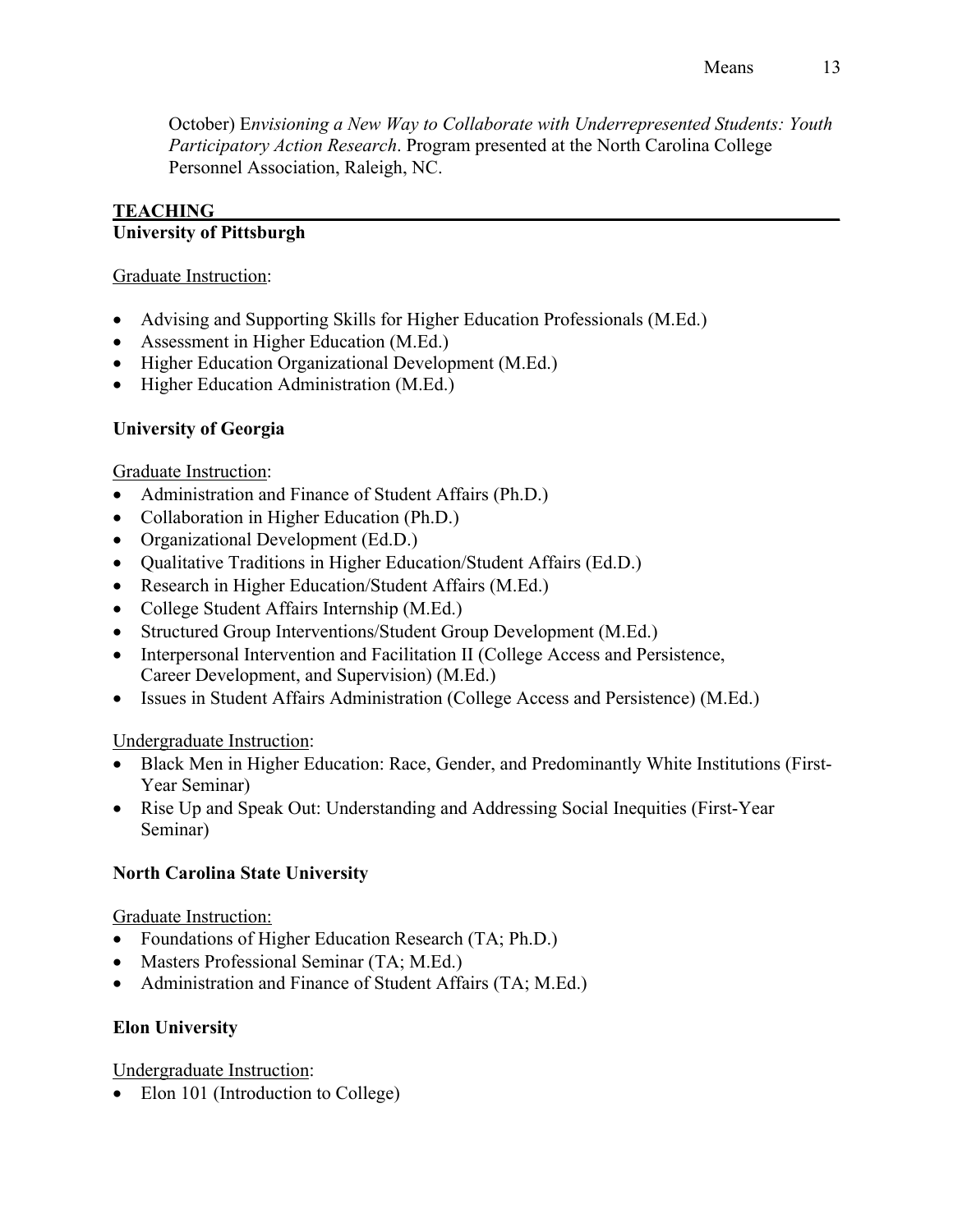October) E*nvisioning a New Way to Collaborate with Underrepresented Students: Youth Participatory Action Research*. Program presented at the North Carolina College Personnel Association, Raleigh, NC.

## TEACHING

### University of Pittsburgh

<u>Graduate Instruction</u>:

- Advising and Supporting Skills for Higher Education Professionals (M.Ed.)
- Assessment in Higher Education (M.Ed.)
- Higher Education Organizational Development (M.Ed.)
- Higher Education Administration (M.Ed.)

### University of Georgia

<u>Graduate Instruction</u>:

- Administration and Finance of Student Affairs (Ph.D.)
- Collaboration in Higher Education (Ph.D.)
- Organizational Development (Ed.D.)
- Qualitative Traditions in Higher Education/Student Affairs (Ed.D.)
- Research in Higher Education/Student Affairs (M.Ed.)
- College Student Affairs Internship (M.Ed.)
- Structured Group Interventions/Student Group Development (M.Ed.)
- Interpersonal Intervention and Facilitation II (College Access and Persistence, Career Development, and Supervision) (M.Ed.)
- Issues in Student Affairs Administration (College Access and Persistence) (M.Ed.)

<u>Undergraduate Instruction</u>:

- Black Men in Higher Education: Race, Gender, and Predominantly White Institutions (First-Year Seminar)
- Rise Up and Speak Out: Understanding and Addressing Social Inequities (First-Year Seminar)

### North Carolina State University

<u>Graduate Instruction:</u>

- Foundations of Higher Education Research (TA; Ph.D.)
- Masters Professional Seminar (TA; M.Ed.)
- Administration and Finance of Student Affairs (TA; M.Ed.)

### Elon University

<u>Undergraduate Instruction</u>:

- Elon 101 (Introduction to College)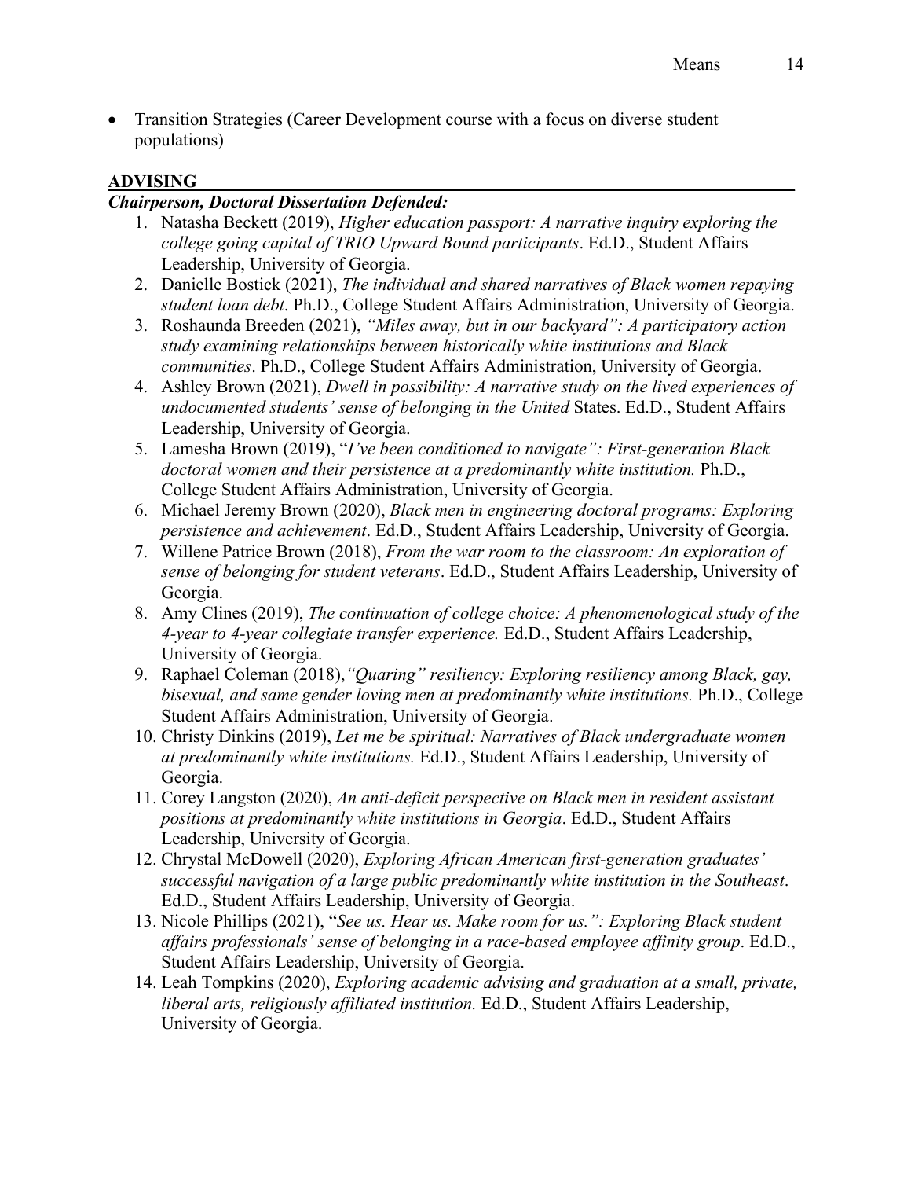- Transition Strategies (Career Development course with a focus on diverse student populations)

## ADVISING

***Chairperson, Doctoral Dissertation Defended:***

1. Natasha Beckett (2019), *Higher education passport: A narrative inquiry exploring the college going capital of TRIO Upward Bound participants*. Ed.D., Student Affairs Leadership, University of Georgia.
2. Danielle Bostick (2021), *The individual and shared narratives of Black women repaying student loan debt*. Ph.D., College Student Affairs Administration, University of Georgia.
3. Roshaunda Breeden (2021), *"Miles away, but in our backyard": A participatory action study examining relationships between historically white institutions and Black communities*. Ph.D., College Student Affairs Administration, University of Georgia.
4. Ashley Brown (2021), *Dwell in possibility: A narrative study on the lived experiences of undocumented students' sense of belonging in the United* States. Ed.D., Student Affairs Leadership, University of Georgia.
5. Lamesha Brown (2019), "*I've been conditioned to navigate": First-generation Black doctoral women and their persistence at a predominantly white institution.* Ph.D., College Student Affairs Administration, University of Georgia.
6. Michael Jeremy Brown (2020), *Black men in engineering doctoral programs: Exploring persistence and achievement*. Ed.D., Student Affairs Leadership, University of Georgia.
7. Willene Patrice Brown (2018), *From the war room to the classroom: An exploration of sense of belonging for student veterans*. Ed.D., Student Affairs Leadership, University of Georgia.
8. Amy Clines (2019), *The continuation of college choice: A phenomenological study of the 4-year to 4-year collegiate transfer experience.* Ed.D., Student Affairs Leadership, University of Georgia.
9. Raphael Coleman (2018),*"Quaring" resiliency: Exploring resiliency among Black, gay, bisexual, and same gender loving men at predominantly white institutions.* Ph.D., College Student Affairs Administration, University of Georgia.
10. Christy Dinkins (2019), *Let me be spiritual: Narratives of Black undergraduate women at predominantly white institutions.* Ed.D., Student Affairs Leadership, University of Georgia.
11. Corey Langston (2020), *An anti-deficit perspective on Black men in resident assistant positions at predominantly white institutions in Georgia*. Ed.D., Student Affairs Leadership, University of Georgia.
12. Chrystal McDowell (2020), *Exploring African American first-generation graduates' successful navigation of a large public predominantly white institution in the Southeast*. Ed.D., Student Affairs Leadership, University of Georgia.
13. Nicole Phillips (2021), "*See us. Hear us. Make room for us.": Exploring Black student affairs professionals' sense of belonging in a race-based employee affinity group*. Ed.D., Student Affairs Leadership, University of Georgia.
14. Leah Tompkins (2020), *Exploring academic advising and graduation at a small, private, liberal arts, religiously affiliated institution.* Ed.D., Student Affairs Leadership, University of Georgia.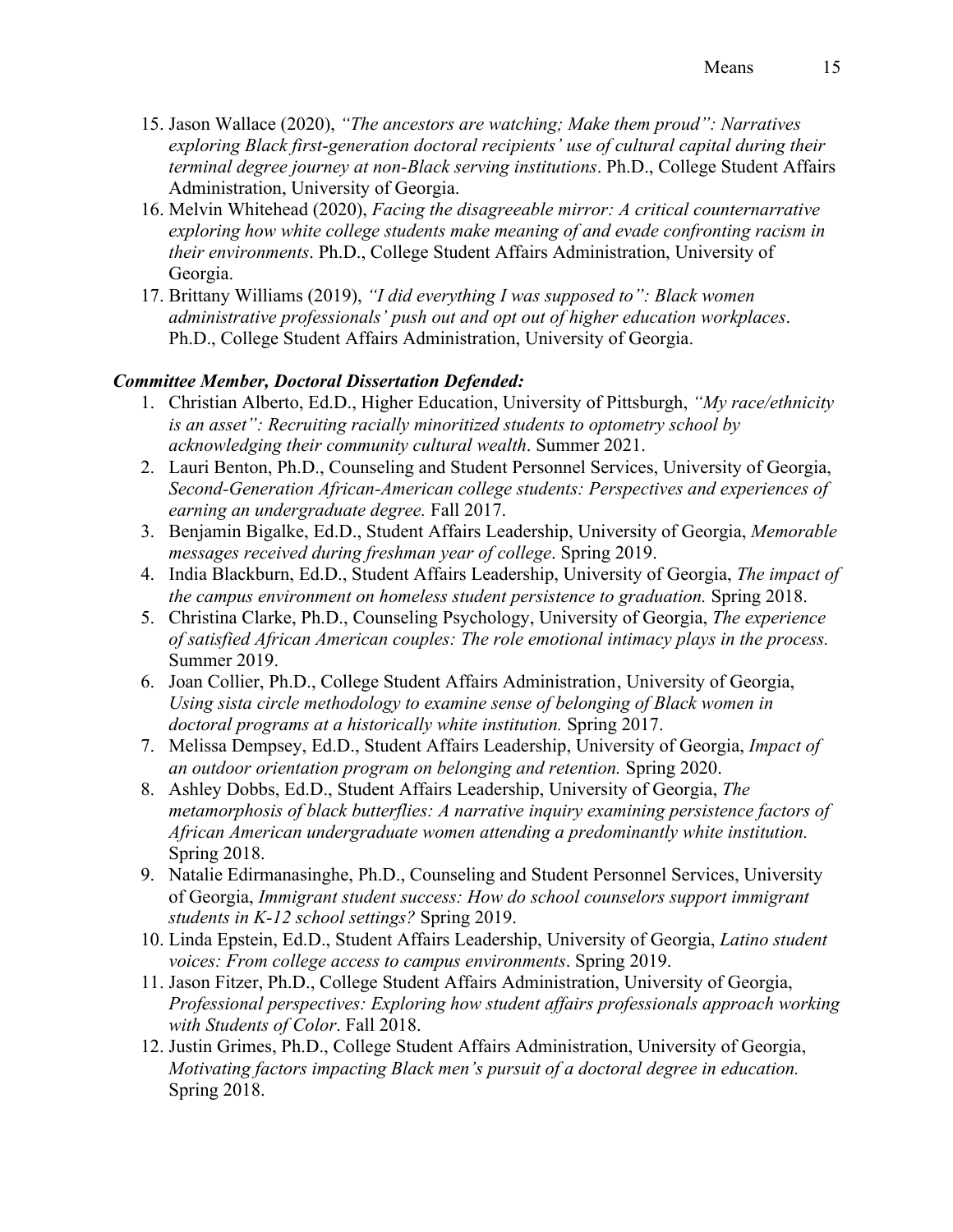15. Jason Wallace (2020), *"The ancestors are watching; Make them proud": Narratives exploring Black first-generation doctoral recipients' use of cultural capital during their terminal degree journey at non-Black serving institutions*. Ph.D., College Student Affairs Administration, University of Georgia.
16. Melvin Whitehead (2020), *Facing the disagreeable mirror: A critical counternarrative exploring how white college students make meaning of and evade confronting racism in their environments*. Ph.D., College Student Affairs Administration, University of Georgia.
17. Brittany Williams (2019), *"I did everything I was supposed to": Black women administrative professionals' push out and opt out of higher education workplaces*. Ph.D., College Student Affairs Administration, University of Georgia.

***Committee Member, Doctoral Dissertation Defended:***

1. Christian Alberto, Ed.D., Higher Education, University of Pittsburgh, *"My race/ethnicity is an asset": Recruiting racially minoritized students to optometry school by acknowledging their community cultural wealth*. Summer 2021.
2. Lauri Benton, Ph.D., Counseling and Student Personnel Services, University of Georgia, *Second-Generation African-American college students: Perspectives and experiences of earning an undergraduate degree.* Fall 2017.
3. Benjamin Bigalke, Ed.D., Student Affairs Leadership, University of Georgia, *Memorable messages received during freshman year of college*. Spring 2019.
4. India Blackburn, Ed.D., Student Affairs Leadership, University of Georgia, *The impact of the campus environment on homeless student persistence to graduation.* Spring 2018.
5. Christina Clarke, Ph.D., Counseling Psychology, University of Georgia, *The experience of satisfied African American couples: The role emotional intimacy plays in the process.* Summer 2019.
6. Joan Collier, Ph.D., College Student Affairs Administration, University of Georgia, *Using sista circle methodology to examine sense of belonging of Black women in doctoral programs at a historically white institution.* Spring 2017.
7. Melissa Dempsey, Ed.D., Student Affairs Leadership, University of Georgia, *Impact of an outdoor orientation program on belonging and retention.* Spring 2020.
8. Ashley Dobbs, Ed.D., Student Affairs Leadership, University of Georgia, *The metamorphosis of black butterflies: A narrative inquiry examining persistence factors of African American undergraduate women attending a predominantly white institution.* Spring 2018.
9. Natalie Edirmanasinghe, Ph.D., Counseling and Student Personnel Services, University of Georgia, *Immigrant student success: How do school counselors support immigrant students in K-12 school settings?* Spring 2019.
10. Linda Epstein, Ed.D., Student Affairs Leadership, University of Georgia, *Latino student voices: From college access to campus environments*. Spring 2019.
11. Jason Fitzer, Ph.D., College Student Affairs Administration, University of Georgia, *Professional perspectives: Exploring how student affairs professionals approach working with Students of Color*. Fall 2018.
12. Justin Grimes, Ph.D., College Student Affairs Administration, University of Georgia, *Motivating factors impacting Black men's pursuit of a doctoral degree in education.* Spring 2018.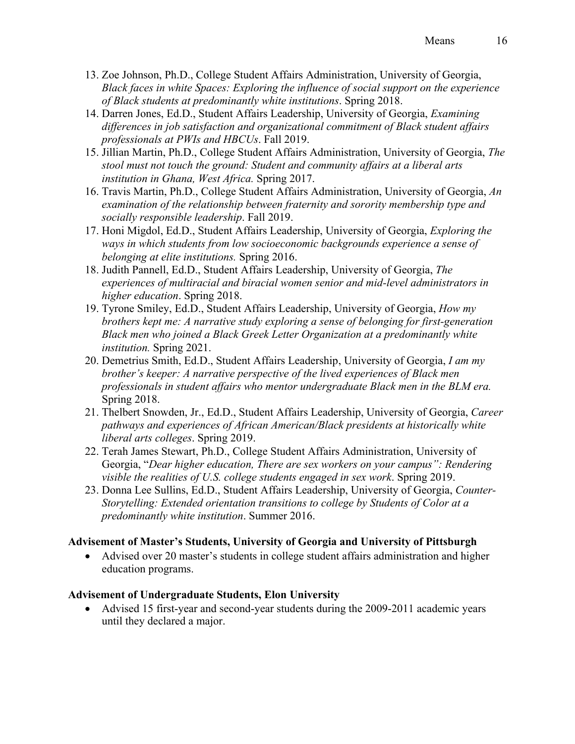13. Zoe Johnson, Ph.D., College Student Affairs Administration, University of Georgia, *Black faces in white Spaces: Exploring the influence of social support on the experience of Black students at predominantly white institutions*. Spring 2018.
14. Darren Jones, Ed.D., Student Affairs Leadership, University of Georgia, *Examining differences in job satisfaction and organizational commitment of Black student affairs professionals at PWIs and HBCUs*. Fall 2019.
15. Jillian Martin, Ph.D., College Student Affairs Administration, University of Georgia, *The stool must not touch the ground: Student and community affairs at a liberal arts institution in Ghana, West Africa.* Spring 2017.
16. Travis Martin, Ph.D., College Student Affairs Administration, University of Georgia, *An examination of the relationship between fraternity and sorority membership type and socially responsible leadership*. Fall 2019.
17. Honi Migdol, Ed.D., Student Affairs Leadership, University of Georgia, *Exploring the ways in which students from low socioeconomic backgrounds experience a sense of belonging at elite institutions.* Spring 2016.
18. Judith Pannell, Ed.D., Student Affairs Leadership, University of Georgia, *The experiences of multiracial and biracial women senior and mid-level administrators in higher education*. Spring 2018.
19. Tyrone Smiley, Ed.D., Student Affairs Leadership, University of Georgia, *How my brothers kept me: A narrative study exploring a sense of belonging for first-generation Black men who joined a Black Greek Letter Organization at a predominantly white institution.* Spring 2021.
20. Demetrius Smith, Ed.D., Student Affairs Leadership, University of Georgia, *I am my brother's keeper: A narrative perspective of the lived experiences of Black men professionals in student affairs who mentor undergraduate Black men in the BLM era.* Spring 2018.
21. Thelbert Snowden, Jr., Ed.D., Student Affairs Leadership, University of Georgia, *Career pathways and experiences of African American/Black presidents at historically white liberal arts colleges*. Spring 2019.
22. Terah James Stewart, Ph.D., College Student Affairs Administration, University of Georgia, "*Dear higher education, There are sex workers on your campus": Rendering visible the realities of U.S. college students engaged in sex work*. Spring 2019.
23. Donna Lee Sullins, Ed.D., Student Affairs Leadership, University of Georgia, *Counter-Storytelling: Extended orientation transitions to college by Students of Color at a predominantly white institution*. Summer 2016.

**Advisement of Master's Students, University of Georgia and University of Pittsburgh**

- Advised over 20 master's students in college student affairs administration and higher education programs.

**Advisement of Undergraduate Students, Elon University**

- Advised 15 first-year and second-year students during the 2009-2011 academic years until they declared a major.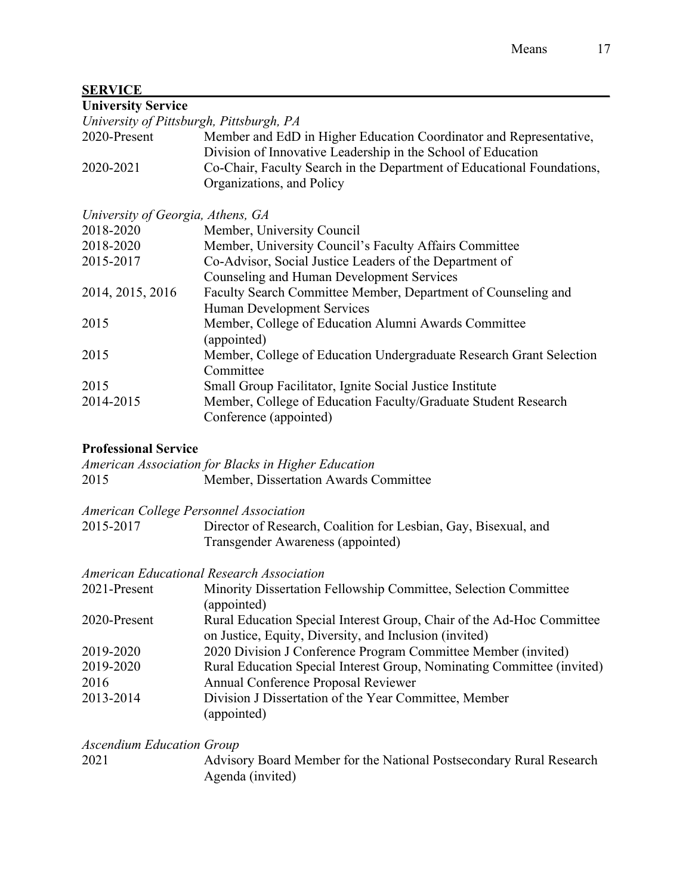## SERVICE

### University Service

*University of Pittsburgh, Pittsburgh, PA*

| | |
|---|---|
| 2020-Present | Member and EdD in Higher Education Coordinator and Representative, Division of Innovative Leadership in the School of Education |
| 2020-2021 | Co-Chair, Faculty Search in the Department of Educational Foundations, Organizations, and Policy |

*University of Georgia, Athens, GA*

| | |
|---|---|
| 2018-2020 | Member, University Council |
| 2018-2020 | Member, University Council's Faculty Affairs Committee |
| 2015-2017 | Co-Advisor, Social Justice Leaders of the Department of Counseling and Human Development Services |
| 2014, 2015, 2016 | Faculty Search Committee Member, Department of Counseling and Human Development Services |
| 2015 | Member, College of Education Alumni Awards Committee (appointed) |
| 2015 | Member, College of Education Undergraduate Research Grant Selection Committee |
| 2015 | Small Group Facilitator, Ignite Social Justice Institute |
| 2014-2015 | Member, College of Education Faculty/Graduate Student Research Conference (appointed) |

### Professional Service

*American Association for Blacks in Higher Education*

| | |
|---|---|
| 2015 | Member, Dissertation Awards Committee |

*American College Personnel Association*

| | |
|---|---|
| 2015-2017 | Director of Research, Coalition for Lesbian, Gay, Bisexual, and Transgender Awareness (appointed) |

*American Educational Research Association*

| | |
|---|---|
| 2021-Present | Minority Dissertation Fellowship Committee, Selection Committee (appointed) |
| 2020-Present | Rural Education Special Interest Group, Chair of the Ad-Hoc Committee on Justice, Equity, Diversity, and Inclusion (invited) |
| 2019-2020 | 2020 Division J Conference Program Committee Member (invited) |
| 2019-2020 | Rural Education Special Interest Group, Nominating Committee (invited) |
| 2016 | Annual Conference Proposal Reviewer |
| 2013-2014 | Division J Dissertation of the Year Committee, Member (appointed) |

*Ascendium Education Group*

| | |
|---|---|
| 2021 | Advisory Board Member for the National Postsecondary Rural Research Agenda (invited) |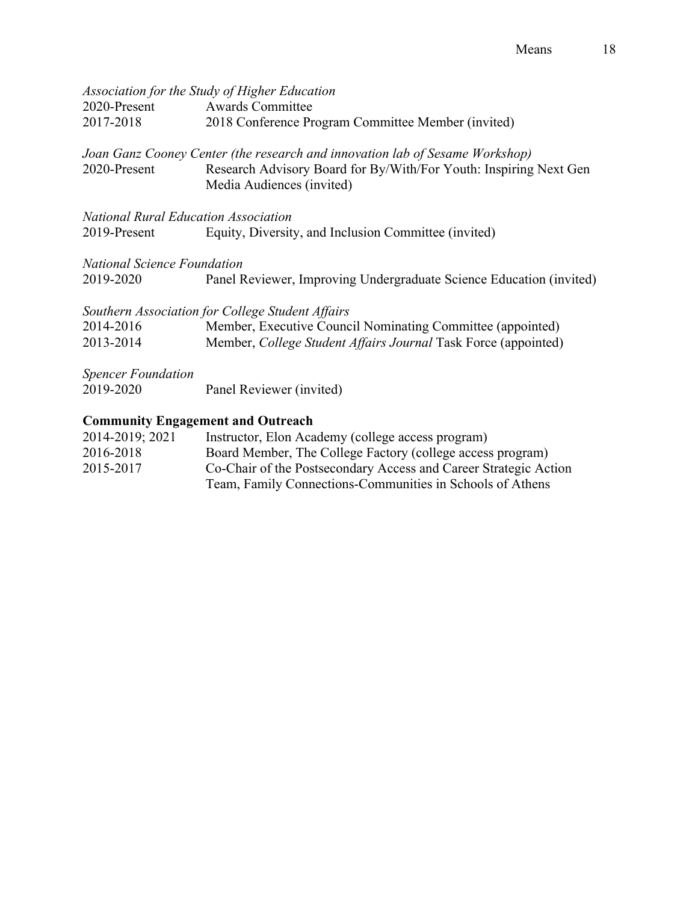*Association for the Study of Higher Education*

| | |
|---|---|
| 2020-Present | Awards Committee |
| 2017-2018 | 2018 Conference Program Committee Member (invited) |

*Joan Ganz Cooney Center (the research and innovation lab of Sesame Workshop)*

| | |
|---|---|
| 2020-Present | Research Advisory Board for By/With/For Youth: Inspiring Next Gen Media Audiences (invited) |

*National Rural Education Association*

| | |
|---|---|
| 2019-Present | Equity, Diversity, and Inclusion Committee (invited) |

*National Science Foundation*

| | |
|---|---|
| 2019-2020 | Panel Reviewer, Improving Undergraduate Science Education (invited) |

*Southern Association for College Student Affairs*

| | |
|---|---|
| 2014-2016 | Member, Executive Council Nominating Committee (appointed) |
| 2013-2014 | Member, *College Student Affairs Journal* Task Force (appointed) |

*Spencer Foundation*

| | |
|---|---|
| 2019-2020 | Panel Reviewer (invited) |

**Community Engagement and Outreach**

| | |
|---|---|
| 2014-2019; 2021 | Instructor, Elon Academy (college access program) |
| 2016-2018 | Board Member, The College Factory (college access program) |
| 2015-2017 | Co-Chair of the Postsecondary Access and Career Strategic Action Team, Family Connections-Communities in Schools of Athens |